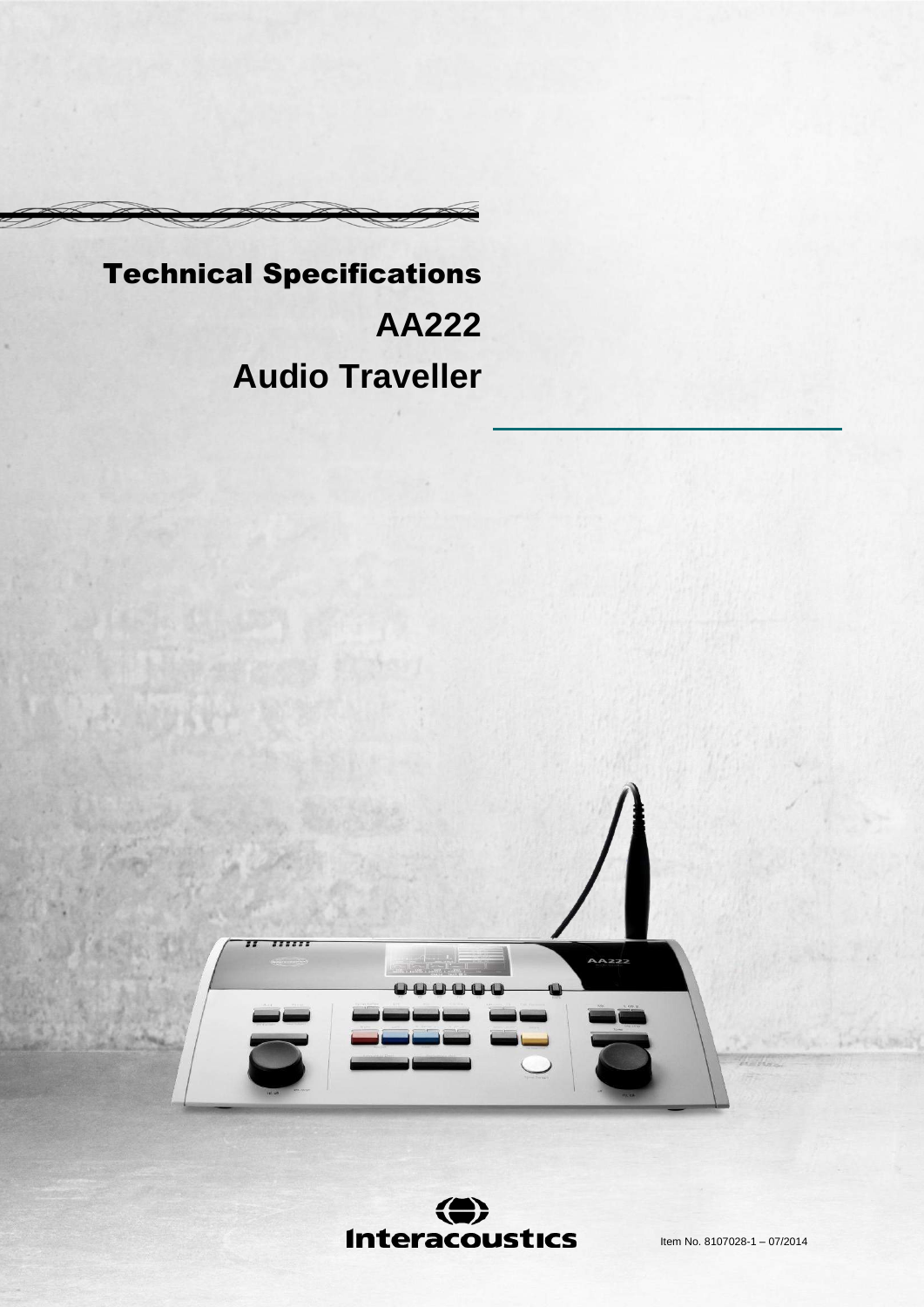# Technical Specifications

# AA222

# Audio Traveller

Interacoustics

Item No. 8107028-1 – 07/2014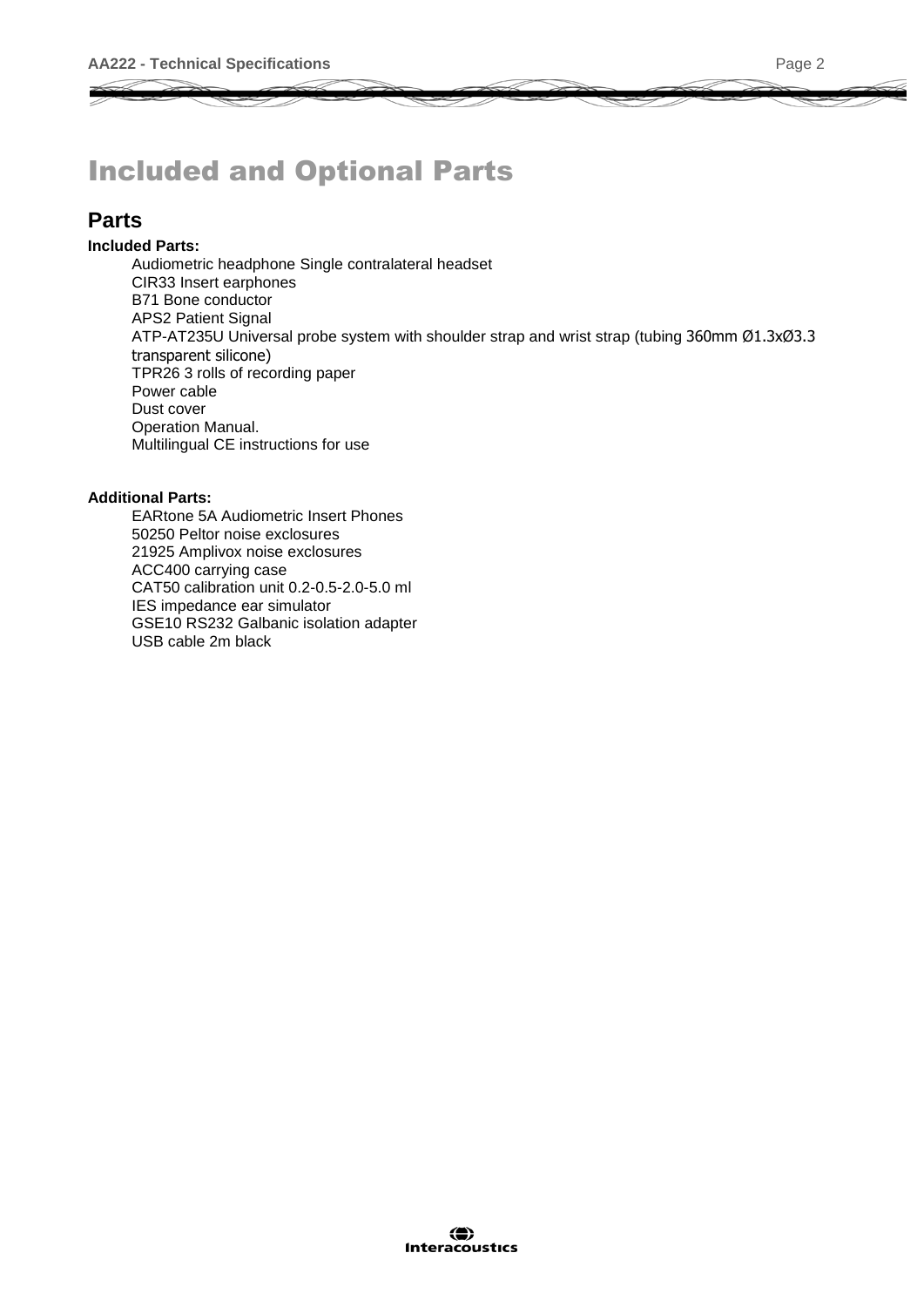# Included and Optional Parts

## Parts

**Included Parts:**

Audiometric headphone Single contralateral headset
CIR33 Insert earphones
B71 Bone conductor
APS2 Patient Signal
ATP-AT235U Universal probe system with shoulder strap and wrist strap (tubing 360mm Ø1.3xØ3.3 transparent silicone)
TPR26 3 rolls of recording paper
Power cable
Dust cover
Operation Manual.
Multilingual CE instructions for use

**Additional Parts:**

EARtone 5A Audiometric Insert Phones
50250 Peltor noise exclosures
21925 Amplivox noise exclosures
ACC400 carrying case
CAT50 calibration unit 0.2-0.5-2.0-5.0 ml
IES impedance ear simulator
GSE10 RS232 Galbanic isolation adapter
USB cable 2m black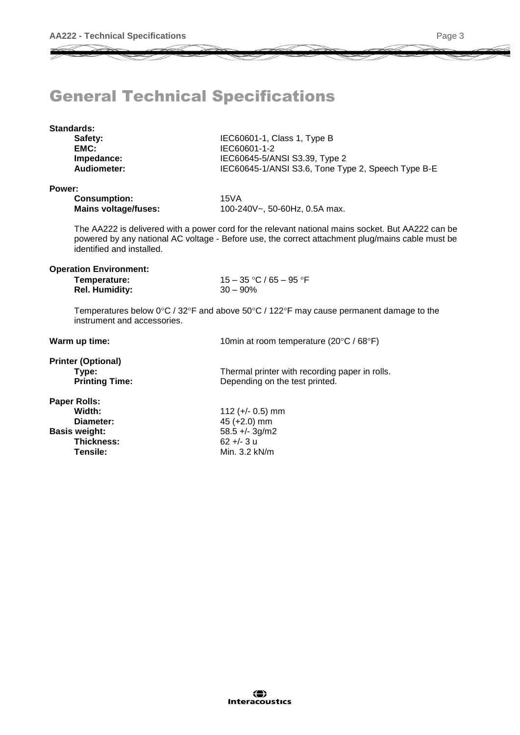# General Technical Specifications

**Standards:**

| | |
|---|---|
| **Safety:** | IEC60601-1, Class 1, Type B |
| **EMC:** | IEC60601-1-2 |
| **Impedance:** | IEC60645-5/ANSI S3.39, Type 2 |
| **Audiometer:** | IEC60645-1/ANSI S3.6, Tone Type 2, Speech Type B-E |

**Power:**

| | |
|---|---|
| **Consumption:** | 15VA |
| **Mains voltage/fuses:** | 100-240V~, 50-60Hz, 0.5A max. |

The AA222 is delivered with a power cord for the relevant national mains socket. But AA222 can be powered by any national AC voltage - Before use, the correct attachment plug/mains cable must be identified and installed.

**Operation Environment:**

| | |
|---|---|
| **Temperature:** | 15 – 35 °C / 65 – 95 °F |
| **Rel. Humidity:** | 30 – 90% |

Temperatures below 0°C / 32°F and above 50°C / 122°F may cause permanent damage to the instrument and accessories.

**Warm up time:** 10min at room temperature (20°C / 68°F)

**Printer (Optional)**

| | |
|---|---|
| **Type:** | Thermal printer with recording paper in rolls. |
| **Printing Time:** | Depending on the test printed. |

**Paper Rolls:**

| | |
|---|---|
| **Width:** | 112 (+/- 0.5) mm |
| **Diameter:** | 45 (+2.0) mm |
| **Basis weight:** | 58.5 +/- 3g/m2 |
| **Thickness:** | 62 +/- 3 u |
| **Tensile:** | Min. 3.2 kN/m |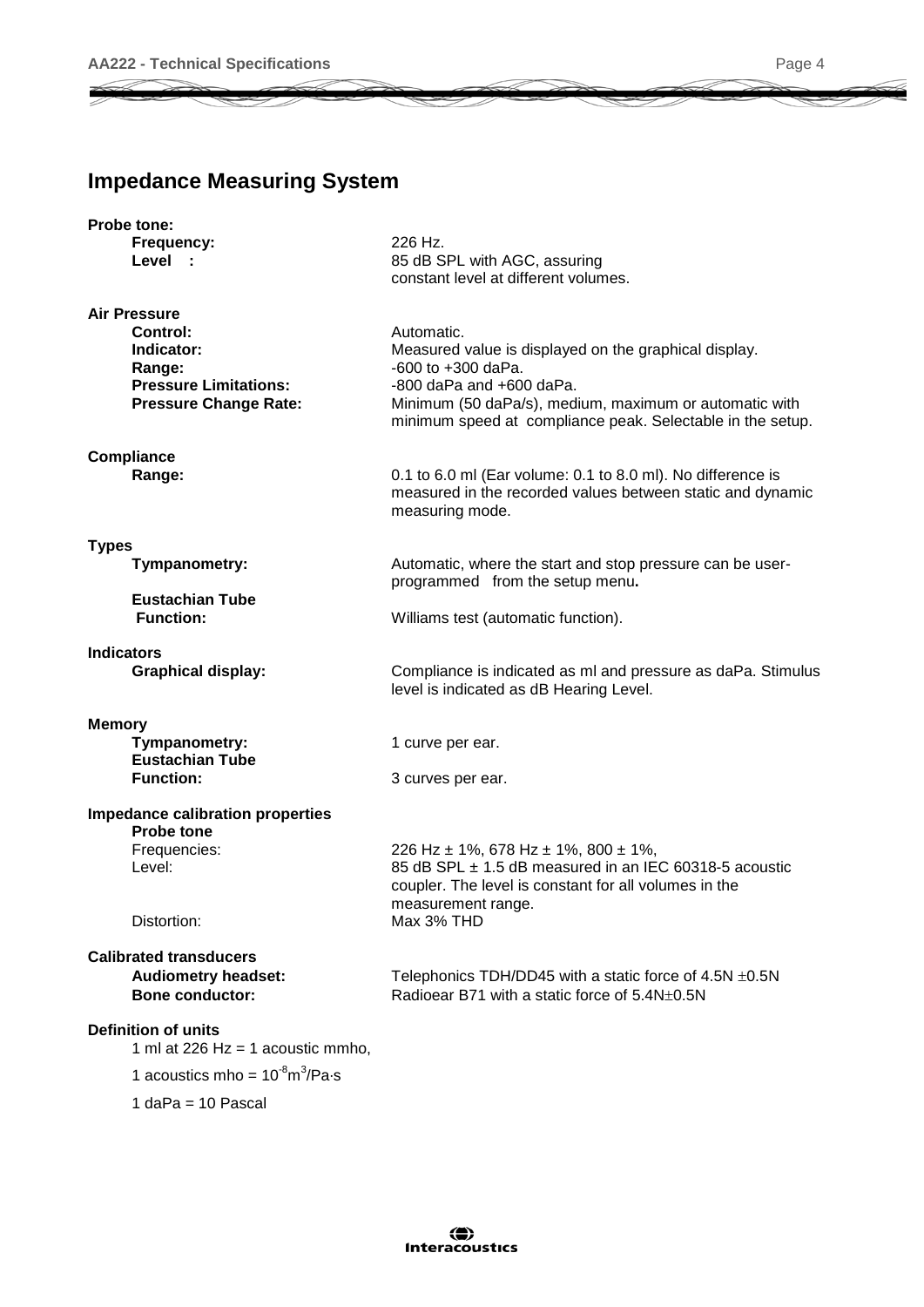# Impedance Measuring System

**Probe tone:**

| | |
|---|---|
| **Frequency:** | 226 Hz. |
| **Level :** | 85 dB SPL with AGC, assuring constant level at different volumes. |

**Air Pressure**

| | |
|---|---|
| **Control:** | Automatic. |
| **Indicator:** | Measured value is displayed on the graphical display. |
| **Range:** | -600 to +300 daPa. |
| **Pressure Limitations:** | -800 daPa and +600 daPa. |
| **Pressure Change Rate:** | Minimum (50 daPa/s), medium, maximum or automatic with minimum speed at compliance peak. Selectable in the setup. |

**Compliance**

| | |
|---|---|
| **Range:** | 0.1 to 6.0 ml (Ear volume: 0.1 to 8.0 ml). No difference is measured in the recorded values between static and dynamic measuring mode. |

**Types**

| | |
|---|---|
| **Tympanometry:** | Automatic, where the start and stop pressure can be user-programmed from the setup menu**.** |
| **Eustachian Tube Function:** | Williams test (automatic function). |

**Indicators**

| | |
|---|---|
| **Graphical display:** | Compliance is indicated as ml and pressure as daPa. Stimulus level is indicated as dB Hearing Level. |

**Memory**

| | |
|---|---|
| **Tympanometry:** | 1 curve per ear. |
| **Eustachian Tube Function:** | 3 curves per ear. |

**Impedance calibration properties**

**Probe tone**

| | |
|---|---|
| Frequencies: | 226 Hz ± 1%, 678 Hz ± 1%, 800 ± 1%, |
| Level: | 85 dB SPL ± 1.5 dB measured in an IEC 60318-5 acoustic coupler. The level is constant for all volumes in the measurement range. |
| Distortion: | Max 3% THD |

**Calibrated transducers**

| | |
|---|---|
| **Audiometry headset:** | Telephonics TDH/DD45 with a static force of 4.5N ±0.5N |
| **Bone conductor:** | Radioear B71 with a static force of 5.4N±0.5N |

**Definition of units**

1 ml at 226 Hz = 1 acoustic mmho,

1 acoustics mho = $10^{-8} m^3/Pa{\cdot}s$

1 daPa = 10 Pascal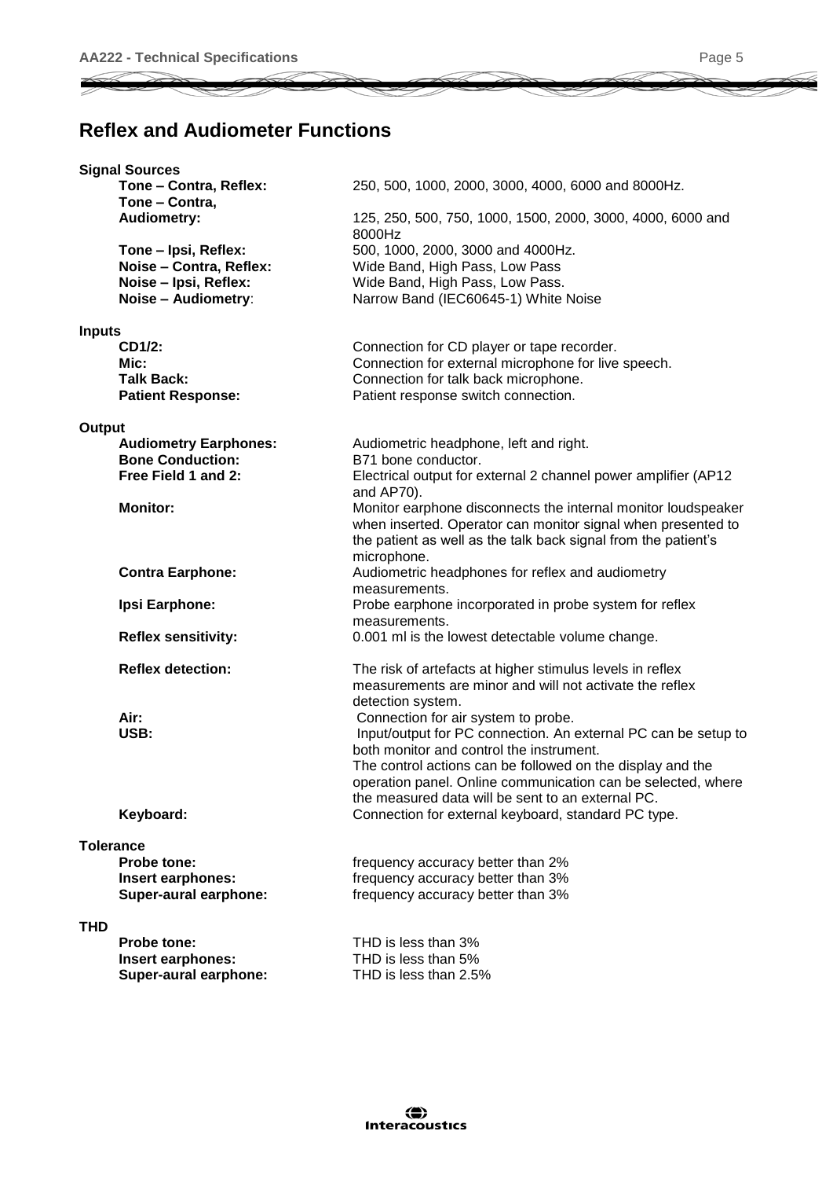## Reflex and Audiometer Functions

**Signal Sources**

| | |
|---|---|
| **Tone – Contra, Reflex:** | 250, 500, 1000, 2000, 3000, 4000, 6000 and 8000Hz. |
| **Tone – Contra, Audiometry:** | 125, 250, 500, 750, 1000, 1500, 2000, 3000, 4000, 6000 and 8000Hz |
| **Tone – Ipsi, Reflex:** | 500, 1000, 2000, 3000 and 4000Hz. |
| **Noise – Contra, Reflex:** | Wide Band, High Pass, Low Pass |
| **Noise – Ipsi, Reflex:** | Wide Band, High Pass, Low Pass. |
| **Noise – Audiometry**: | Narrow Band (IEC60645-1) White Noise |

**Inputs**

| | |
|---|---|
| **CD1/2:** | Connection for CD player or tape recorder. |
| **Mic:** | Connection for external microphone for live speech. |
| **Talk Back:** | Connection for talk back microphone. |
| **Patient Response:** | Patient response switch connection. |

**Output**

| | |
|---|---|
| **Audiometry Earphones:** | Audiometric headphone, left and right. |
| **Bone Conduction:** | B71 bone conductor. |
| **Free Field 1 and 2:** | Electrical output for external 2 channel power amplifier (AP12 and AP70). |
| **Monitor:** | Monitor earphone disconnects the internal monitor loudspeaker when inserted. Operator can monitor signal when presented to the patient as well as the talk back signal from the patient's microphone. |
| **Contra Earphone:** | Audiometric headphones for reflex and audiometry measurements. |
| **Ipsi Earphone:** | Probe earphone incorporated in probe system for reflex measurements. |
| **Reflex sensitivity:** | 0.001 ml is the lowest detectable volume change. |
| **Reflex detection:** | The risk of artefacts at higher stimulus levels in reflex measurements are minor and will not activate the reflex detection system. |
| **Air:** | Connection for air system to probe. |
| **USB:** | Input/output for PC connection. An external PC can be setup to both monitor and control the instrument. The control actions can be followed on the display and the operation panel. Online communication can be selected, where the measured data will be sent to an external PC. |
| **Keyboard:** | Connection for external keyboard, standard PC type. |

**Tolerance**

| | |
|---|---|
| **Probe tone:** | frequency accuracy better than 2% |
| **Insert earphones:** | frequency accuracy better than 3% |
| **Super-aural earphone:** | frequency accuracy better than 3% |

**THD**

| | |
|---|---|
| **Probe tone:** | THD is less than 3% |
| **Insert earphones:** | THD is less than 5% |
| **Super-aural earphone:** | THD is less than 2.5% |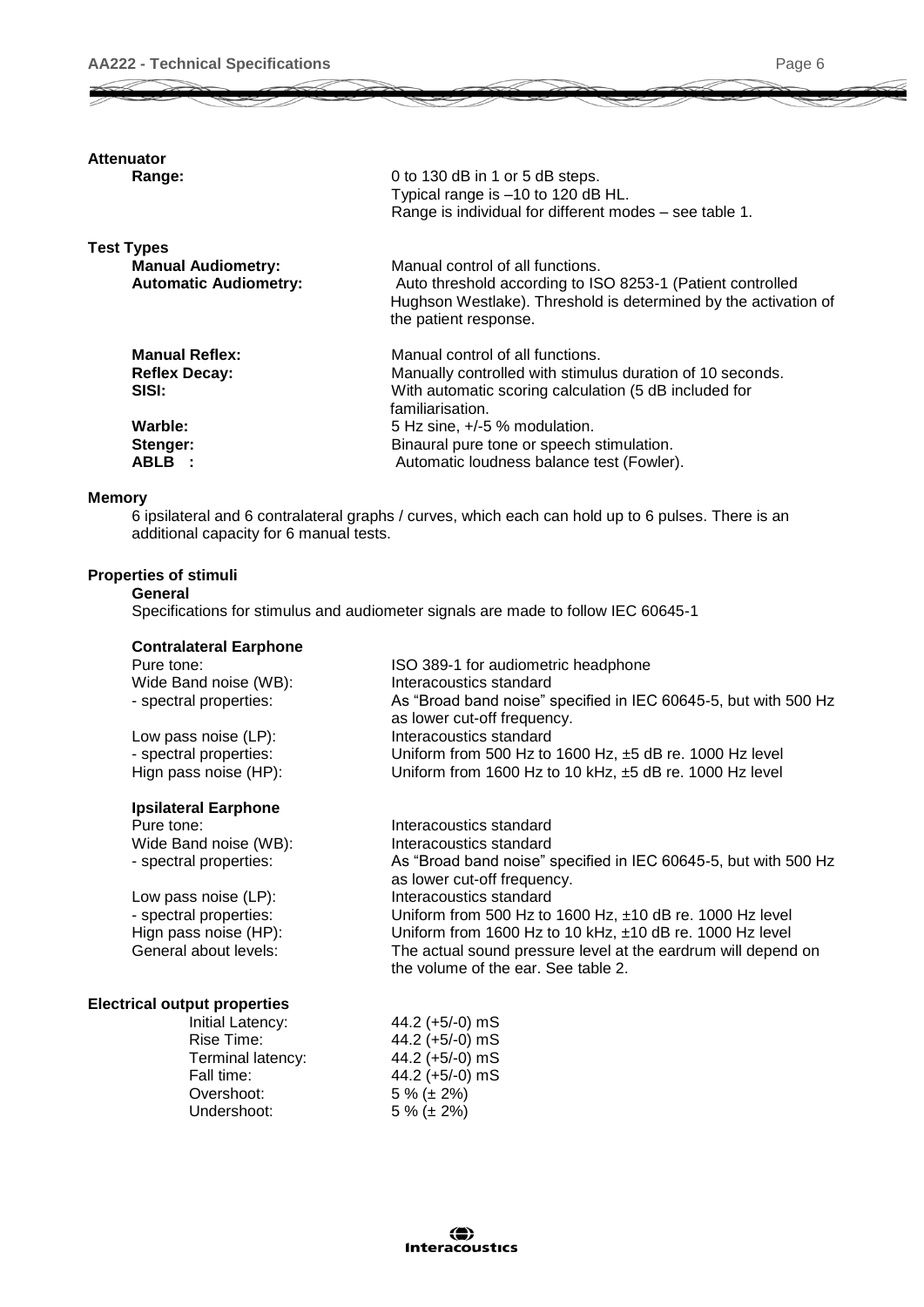## Attenuator

**Range:** 0 to 130 dB in 1 or 5 dB steps.
Typical range is –10 to 120 dB HL.
Range is individual for different modes – see table 1.

## Test Types

**Manual Audiometry:** Manual control of all functions.

**Automatic Audiometry:** Auto threshold according to ISO 8253-1 (Patient controlled Hughson Westlake). Threshold is determined by the activation of the patient response.

**Manual Reflex:** Manual control of all functions.

**Reflex Decay:** Manually controlled with stimulus duration of 10 seconds.

**SISI:** With automatic scoring calculation (5 dB included for familiarisation.

**Warble:** 5 Hz sine, +/-5 % modulation.

**Stenger:** Binaural pure tone or speech stimulation.

**ABLB :** Automatic loudness balance test (Fowler).

## Memory

6 ipsilateral and 6 contralateral graphs / curves, which each can hold up to 6 pulses. There is an additional capacity for 6 manual tests.

## Properties of stimuli

### General

Specifications for stimulus and audiometer signals are made to follow IEC 60645-1

### Contralateral Earphone

| | |
|---|---|
| Pure tone: | ISO 389-1 for audiometric headphone |
| Wide Band noise (WB): | Interacoustics standard |
| - spectral properties: | As "Broad band noise" specified in IEC 60645-5, but with 500 Hz as lower cut-off frequency. |
| Low pass noise (LP): | Interacoustics standard |
| - spectral properties: | Uniform from 500 Hz to 1600 Hz, ±5 dB re. 1000 Hz level |
| Hign pass noise (HP): | Uniform from 1600 Hz to 10 kHz, ±5 dB re. 1000 Hz level |

### Ipsilateral Earphone

| | |
|---|---|
| Pure tone: | Interacoustics standard |
| Wide Band noise (WB): | Interacoustics standard |
| - spectral properties: | As "Broad band noise" specified in IEC 60645-5, but with 500 Hz as lower cut-off frequency. |
| Low pass noise (LP): | Interacoustics standard |
| - spectral properties: | Uniform from 500 Hz to 1600 Hz, ±10 dB re. 1000 Hz level |
| Hign pass noise (HP): | Uniform from 1600 Hz to 10 kHz, ±10 dB re. 1000 Hz level |
| General about levels: | The actual sound pressure level at the eardrum will depend on the volume of the ear. See table 2. |

## Electrical output properties

| | |
|---|---|
| Initial Latency: | 44.2 (+5/-0) mS |
| Rise Time: | 44.2 (+5/-0) mS |
| Terminal latency: | 44.2 (+5/-0) mS |
| Fall time: | 44.2 (+5/-0) mS |
| Overshoot: | 5 % (± 2%) |
| Undershoot: | 5 % (± 2%) |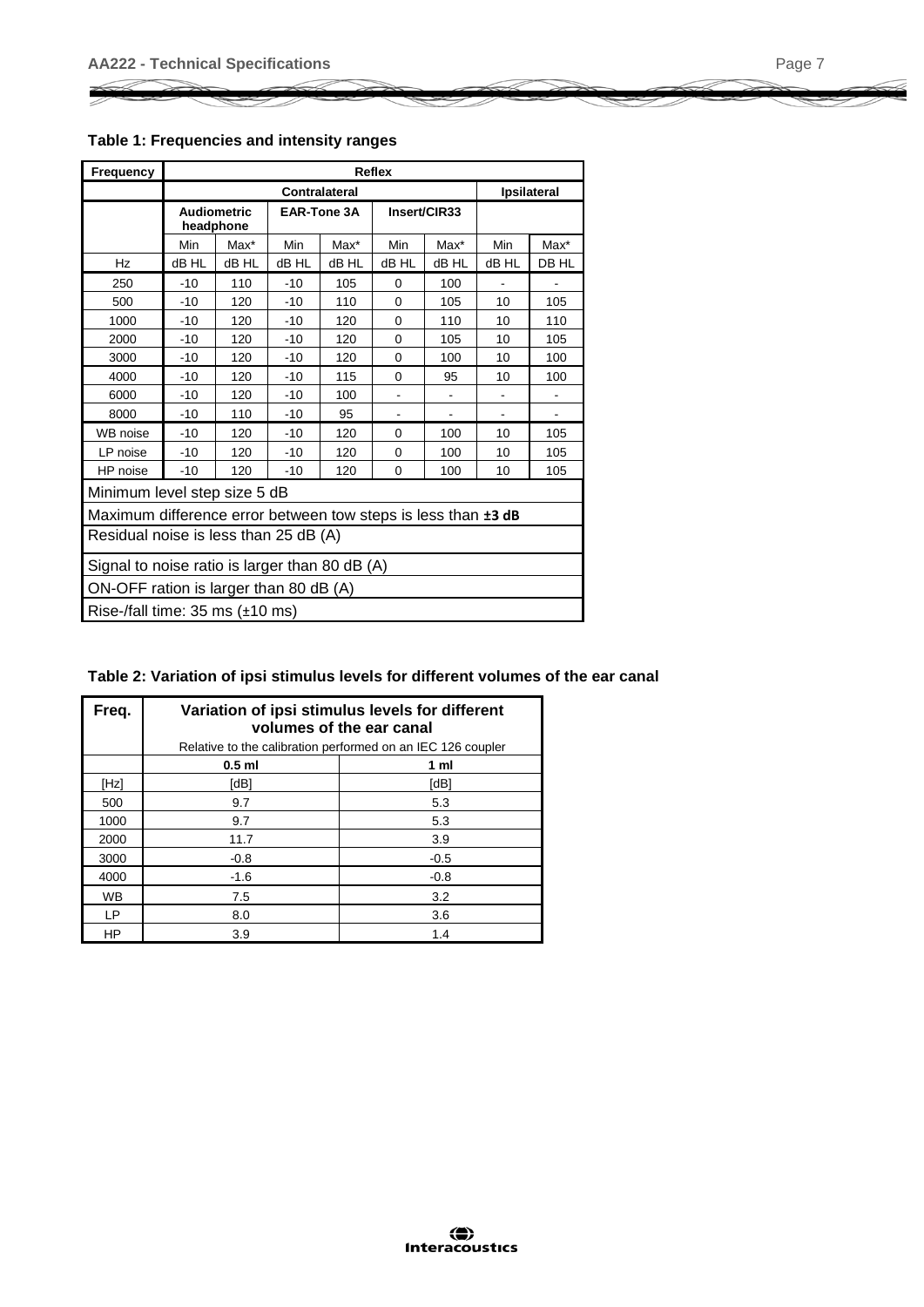**Table 1: Frequencies and intensity ranges**

| Frequency | Reflex | | | | | | | |
|---|---|---|---|---|---|---|---|---|
| | Contralateral | | | | | | Ipsilateral | |
| | Audiometric headphone | | EAR-Tone 3A | | Insert/CIR33 | | | |
| | Min | Max* | Min | Max* | Min | Max* | Min | Max* |
| Hz | dB HL | dB HL | dB HL | dB HL | dB HL | dB HL | dB HL | DB HL |
| 250 | -10 | 110 | -10 | 105 | 0 | 100 | - | - |
| 500 | -10 | 120 | -10 | 110 | 0 | 105 | 10 | 105 |
| 1000 | -10 | 120 | -10 | 120 | 0 | 110 | 10 | 110 |
| 2000 | -10 | 120 | -10 | 120 | 0 | 105 | 10 | 105 |
| 3000 | -10 | 120 | -10 | 120 | 0 | 100 | 10 | 100 |
| 4000 | -10 | 120 | -10 | 115 | 0 | 95 | 10 | 100 |
| 6000 | -10 | 120 | -10 | 100 | - | - | - | - |
| 8000 | -10 | 110 | -10 | 95 | - | - | - | - |
| WB noise | -10 | 120 | -10 | 120 | 0 | 100 | 10 | 105 |
| LP noise | -10 | 120 | -10 | 120 | 0 | 100 | 10 | 105 |
| HP noise | -10 | 120 | -10 | 120 | 0 | 100 | 10 | 105 |
| Minimum level step size 5 dB | | | | | | | | |
| Maximum difference error between tow steps is less than **±3 dB** | | | | | | | | |
| Residual noise is less than 25 dB (A) | | | | | | | | |
| Signal to noise ratio is larger than 80 dB (A) | | | | | | | | |
| ON-OFF ration is larger than 80 dB (A) | | | | | | | | |
| Rise-/fall time: 35 ms (±10 ms) | | | | | | | | |

**Table 2: Variation of ipsi stimulus levels for different volumes of the ear canal**

| Freq. | Variation of ipsi stimulus levels for different volumes of the ear canal | |
|---|---|---|
| | Relative to the calibration performed on an IEC 126 coupler | |
| | **0.5 ml** | **1 ml** |
| [Hz] | [dB] | [dB] |
| 500 | 9.7 | 5.3 |
| 1000 | 9.7 | 5.3 |
| 2000 | 11.7 | 3.9 |
| 3000 | -0.8 | -0.5 |
| 4000 | -1.6 | -0.8 |
| WB | 7.5 | 3.2 |
| LP | 8.0 | 3.6 |
| HP | 3.9 | 1.4 |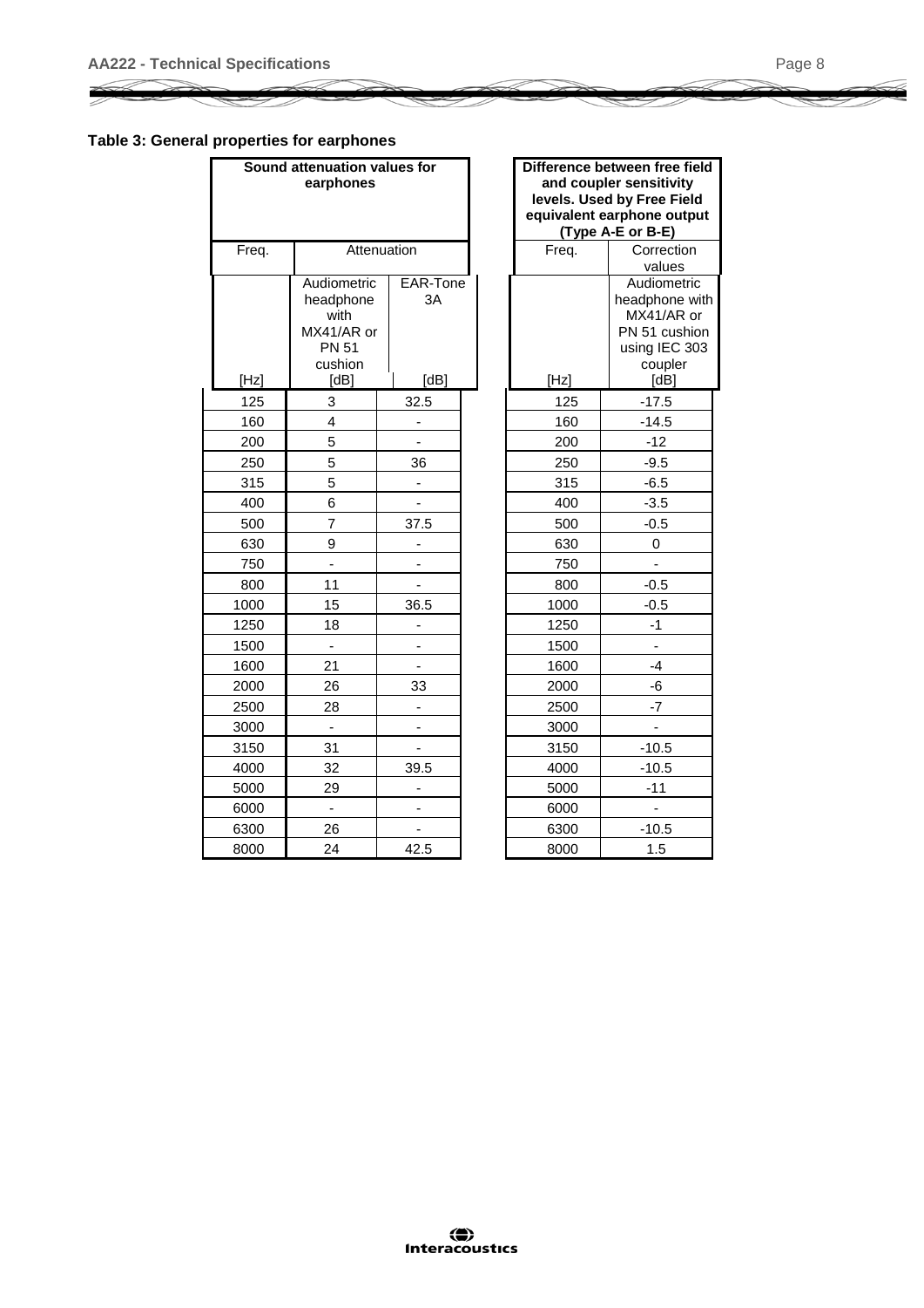### Table 3: General properties for earphones

| Sound attenuation values for earphones | | |
|---|---|---|
| Freq. | Attenuation | |
| [Hz] | Audiometric headphone with MX41/AR or PN 51 cushion [dB] | EAR-Tone 3A [dB] |
| 125 | 3 | 32.5 |
| 160 | 4 | - |
| 200 | 5 | - |
| 250 | 5 | 36 |
| 315 | 5 | - |
| 400 | 6 | - |
| 500 | 7 | 37.5 |
| 630 | 9 | - |
| 750 | - | - |
| 800 | 11 | - |
| 1000 | 15 | 36.5 |
| 1250 | 18 | - |
| 1500 | - | - |
| 1600 | 21 | - |
| 2000 | 26 | 33 |
| 2500 | 28 | - |
| 3000 | - | - |
| 3150 | 31 | - |
| 4000 | 32 | 39.5 |
| 5000 | 29 | - |
| 6000 | - | - |
| 6300 | 26 | - |
| 8000 | 24 | 42.5 |

| Difference between free field and coupler sensitivity levels. Used by Free Field equivalent earphone output (Type A-E or B-E) | |
|---|---|
| Freq. | Correction values |
| [Hz] | Audiometric headphone with MX41/AR or PN 51 cushion using IEC 303 coupler [dB] |
| 125 | -17.5 |
| 160 | -14.5 |
| 200 | -12 |
| 250 | -9.5 |
| 315 | -6.5 |
| 400 | -3.5 |
| 500 | -0.5 |
| 630 | 0 |
| 750 | - |
| 800 | -0.5 |
| 1000 | -0.5 |
| 1250 | -1 |
| 1500 | - |
| 1600 | -4 |
| 2000 | -6 |
| 2500 | -7 |
| 3000 | - |
| 3150 | -10.5 |
| 4000 | -10.5 |
| 5000 | -11 |
| 6000 | - |
| 6300 | -10.5 |
| 8000 | 1.5 |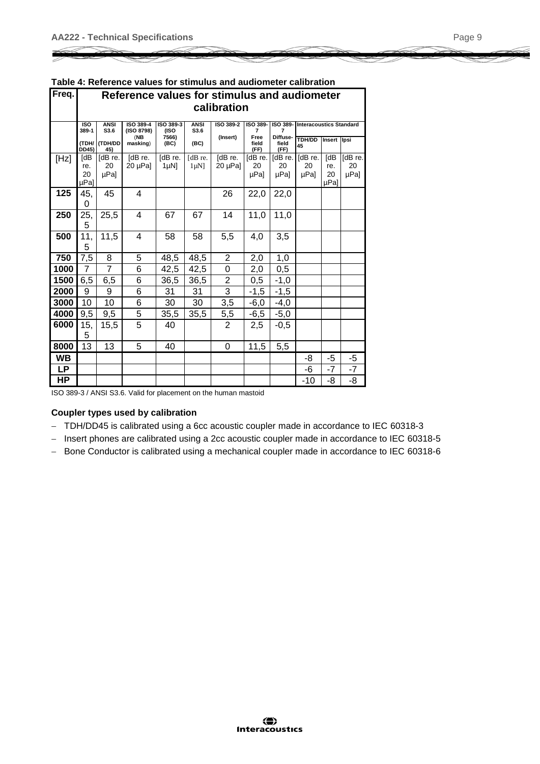**Table 4: Reference values for stimulus and audiometer calibration**

| Freq. | Reference values for stimulus and audiometer calibration | | | | | | | | | | |
|---|---|---|---|---|---|---|---|---|---|---|---|
| | ISO 389-1 (TDH/ DD45) | ANSI S3.6 (TDH/DD 45) | ISO 389-4 (ISO 8798) (NB masking) | ISO 389-3 (ISO 7566) (BC) | ANSI S3.6 (BC) | ISO 389-2 (Insert) | ISO 389-7 Free field (FF) | ISO 389-7 Diffuse-field (FF) | Interacoustics Standard TDH/DD 45 | Interacoustics Standard Insert | Interacoustics Standard Ipsi |
| [Hz] | [dB re. 20 µPa] | [dB re. 20 µPa] | [dB re. 20 µPa] | [dB re. 1µN] | [dB re. 1µN] | [dB re. 20 µPa] | [dB re. 20 µPa] | [dB re. 20 µPa] | [dB re. 20 µPa] | [dB re. 20 µPa] | [dB re. 20 µPa] |
| **125** | 45,0 | 45 | 4 | | | 26 | 22,0 | 22,0 | | | |
| **250** | 25,5 | 25,5 | 4 | 67 | 67 | 14 | 11,0 | 11,0 | | | |
| **500** | 11,5 | 11,5 | 4 | 58 | 58 | 5,5 | 4,0 | 3,5 | | | |
| **750** | 7,5 | 8 | 5 | 48,5 | 48,5 | 2 | 2,0 | 1,0 | | | |
| **1000** | 7 | 7 | 6 | 42,5 | 42,5 | 0 | 2,0 | 0,5 | | | |
| **1500** | 6,5 | 6,5 | 6 | 36,5 | 36,5 | 2 | 0,5 | -1,0 | | | |
| **2000** | 9 | 9 | 6 | 31 | 31 | 3 | -1,5 | -1,5 | | | |
| **3000** | 10 | 10 | 6 | 30 | 30 | 3,5 | -6,0 | -4,0 | | | |
| **4000** | 9,5 | 9,5 | 5 | 35,5 | 35,5 | 5,5 | -6,5 | -5,0 | | | |
| **6000** | 15,5 | 15,5 | 5 | 40 | | 2 | 2,5 | -0,5 | | | |
| **8000** | 13 | 13 | 5 | 40 | | 0 | 11,5 | 5,5 | | | |
| **WB** | | | | | | | | | -8 | -5 | -5 |
| **LP** | | | | | | | | | -6 | -7 | -7 |
| **HP** | | | | | | | | | -10 | -8 | -8 |

ISO 389-3 / ANSI S3.6. Valid for placement on the human mastoid

**Coupler types used by calibration**

- TDH/DD45 is calibrated using a 6cc acoustic coupler made in accordance to IEC 60318-3
- Insert phones are calibrated using a 2cc acoustic coupler made in accordance to IEC 60318-5
- Bone Conductor is calibrated using a mechanical coupler made in accordance to IEC 60318-6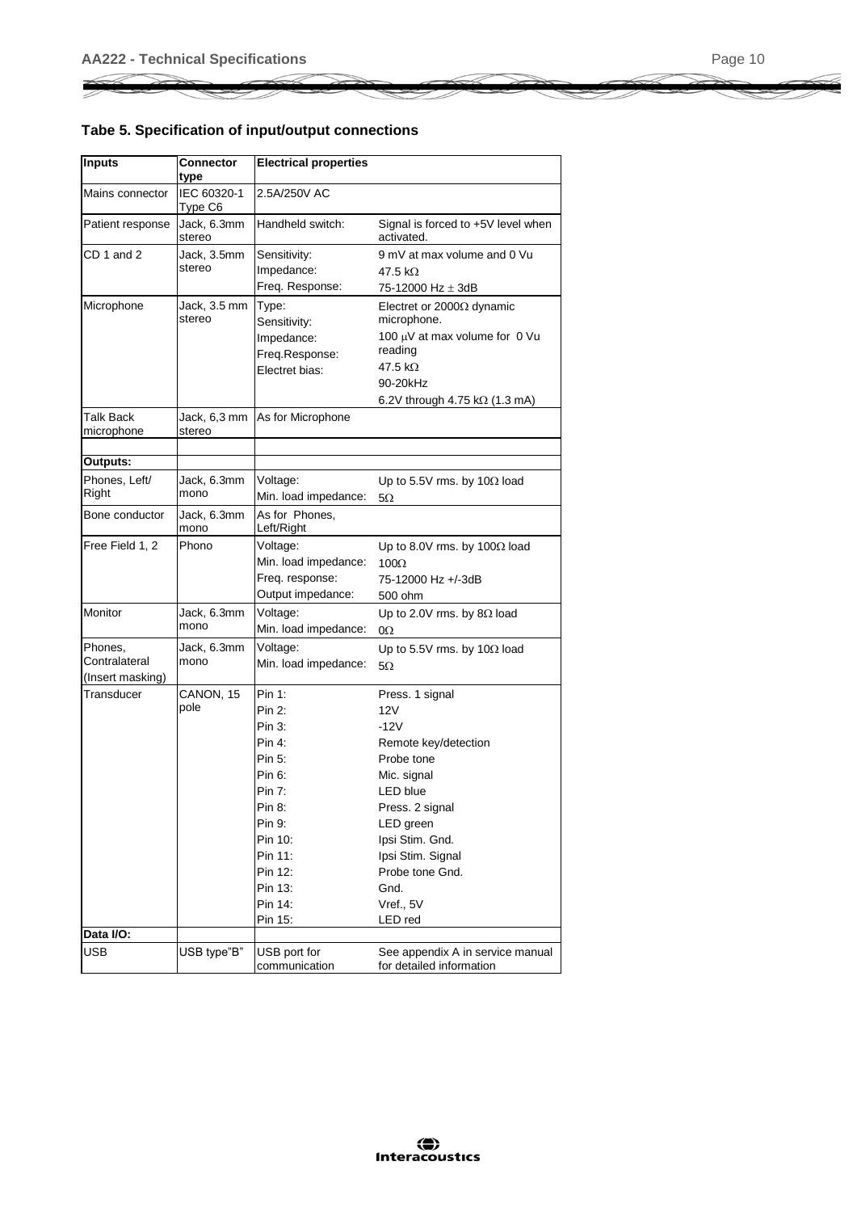### Tabe 5. Specification of input/output connections

| Inputs | Connector type | Electrical properties | |
|---|---|---|---|
| Mains connector | IEC 60320-1 Type C6 | 2.5A/250V AC | |
| Patient response | Jack, 6.3mm stereo | Handheld switch: | Signal is forced to +5V level when activated. |
| CD 1 and 2 | Jack, 3.5mm stereo | Sensitivity:<br>Impedance:<br>Freq. Response: | 9 mV at max volume and 0 Vu<br>47.5 kΩ<br>75-12000 Hz ± 3dB |
| Microphone | Jack, 3.5 mm stereo | Type:<br>Sensitivity:<br>Impedance:<br>Freq.Response:<br>Electret bias: | Electret or 2000Ω dynamic microphone.<br>100 μV at max volume for 0 Vu reading<br>47.5 kΩ<br>90-20kHz<br>6.2V through 4.75 kΩ (1.3 mA) |
| Talk Back microphone | Jack, 6,3 mm stereo | As for Microphone | |
| | | | |
| **Outputs:** | | | |
| Phones, Left/ Right | Jack, 6.3mm mono | Voltage:<br>Min. load impedance: | Up to 5.5V rms. by 10Ω load<br>5Ω |
| Bone conductor | Jack, 6.3mm mono | As for Phones, Left/Right | |
| Free Field 1, 2 | Phono | Voltage:<br>Min. load impedance:<br>Freq. response:<br>Output impedance: | Up to 8.0V rms. by 100Ω load<br>100Ω<br>75-12000 Hz +/-3dB<br>500 ohm |
| Monitor | Jack, 6.3mm mono | Voltage:<br>Min. load impedance: | Up to 2.0V rms. by 8Ω load<br>0Ω |
| Phones, Contralateral (Insert masking) | Jack, 6.3mm mono | Voltage:<br>Min. load impedance: | Up to 5.5V rms. by 10Ω load<br>5Ω |
| Transducer | CANON, 15 pole | Pin 1:<br>Pin 2:<br>Pin 3:<br>Pin 4:<br>Pin 5:<br>Pin 6:<br>Pin 7:<br>Pin 8:<br>Pin 9:<br>Pin 10:<br>Pin 11:<br>Pin 12:<br>Pin 13:<br>Pin 14:<br>Pin 15: | Press. 1 signal<br>12V<br>-12V<br>Remote key/detection<br>Probe tone<br>Mic. signal<br>LED blue<br>Press. 2 signal<br>LED green<br>Ipsi Stim. Gnd.<br>Ipsi Stim. Signal<br>Probe tone Gnd.<br>Gnd.<br>Vref., 5V<br>LED red |
| **Data I/O:** | | | |
| USB | USB type"B" | USB port for communication | See appendix A in service manual for detailed information |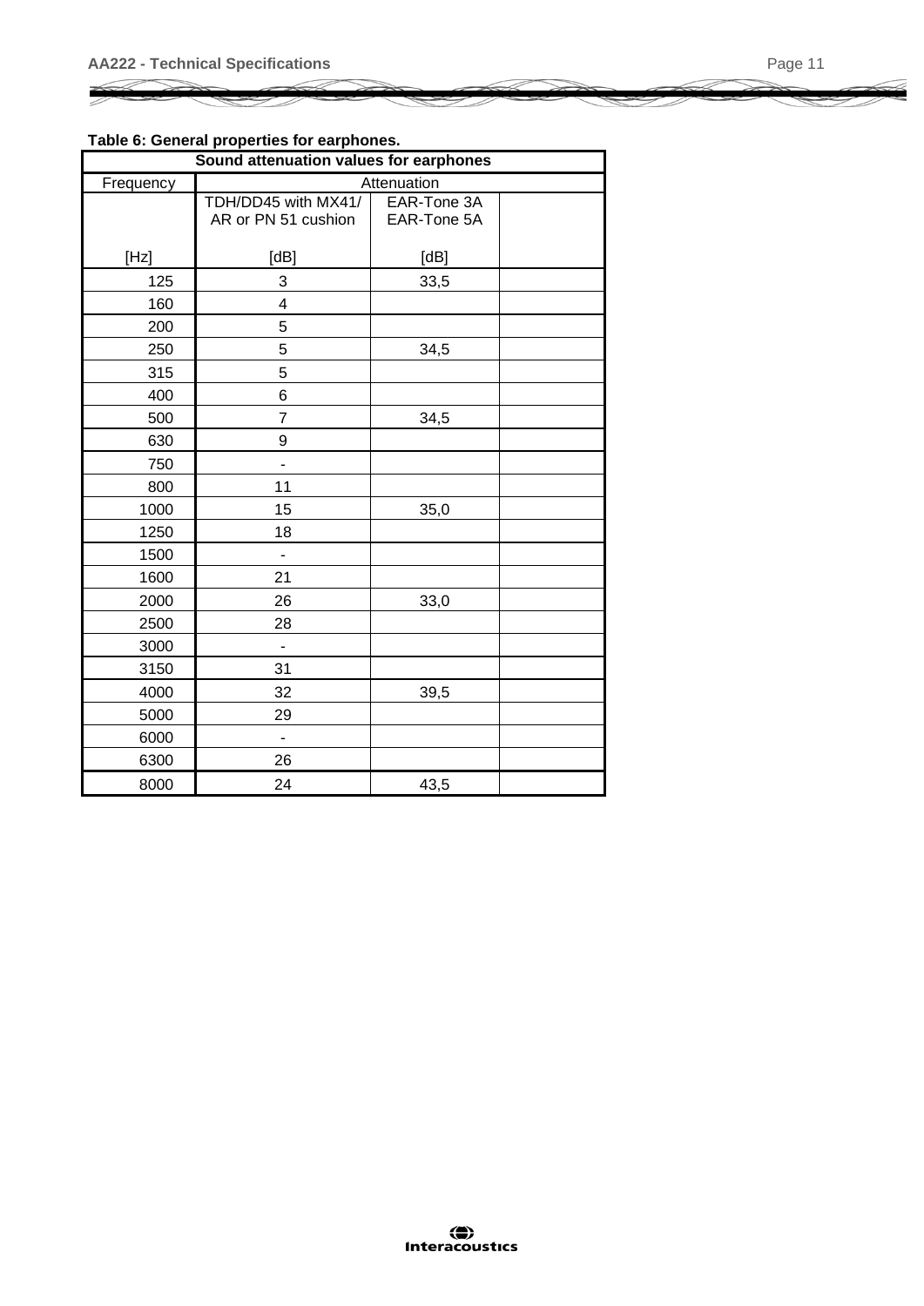**Table 6: General properties for earphones.**

| Sound attenuation values for earphones | | | |
|---|---|---|---|
| Frequency | Attenuation | | |
| | TDH/DD45 with MX41/ AR or PN 51 cushion | EAR-Tone 3A EAR-Tone 5A | |
| [Hz] | [dB] | [dB] | |
| 125 | 3 | 33,5 | |
| 160 | 4 | | |
| 200 | 5 | | |
| 250 | 5 | 34,5 | |
| 315 | 5 | | |
| 400 | 6 | | |
| 500 | 7 | 34,5 | |
| 630 | 9 | | |
| 750 | - | | |
| 800 | 11 | | |
| 1000 | 15 | 35,0 | |
| 1250 | 18 | | |
| 1500 | - | | |
| 1600 | 21 | | |
| 2000 | 26 | 33,0 | |
| 2500 | 28 | | |
| 3000 | - | | |
| 3150 | 31 | | |
| 4000 | 32 | 39,5 | |
| 5000 | 29 | | |
| 6000 | - | | |
| 6300 | 26 | | |
| 8000 | 24 | 43,5 | |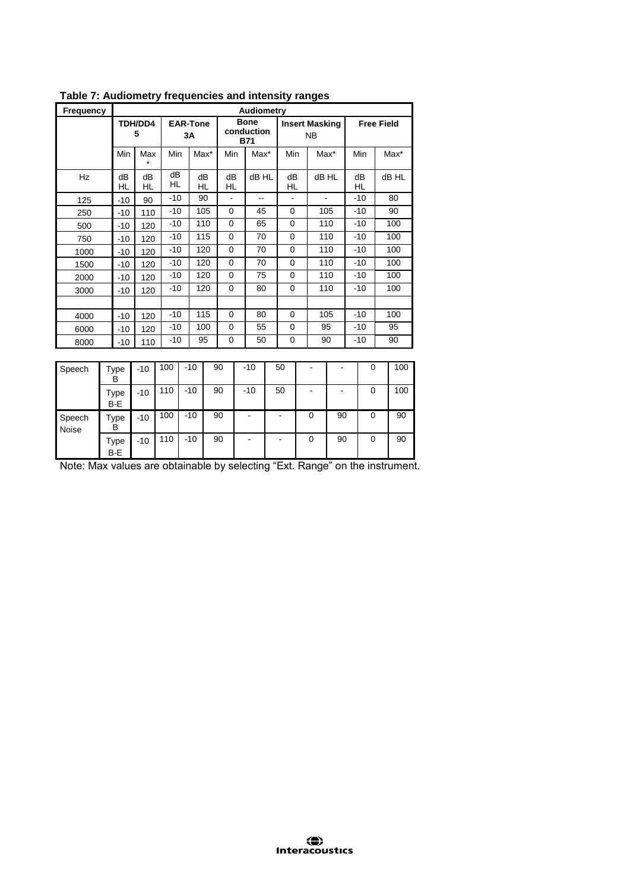**Table 7: Audiometry frequencies and intensity ranges**

| Frequency | Audiometry | | | | | | | | | |
|---|---|---|---|---|---|---|---|---|---|---|
| | TDH/DD45 | | EAR-Tone 3A | | Bone conduction B71 | | Insert Masking NB | | Free Field | |
| | Min | Max* | Min | Max* | Min | Max* | Min | Max* | Min | Max* |
| Hz | dB HL | dB HL | dB HL | dB HL | dB HL | dB HL | dB HL | dB HL | dB HL | dB HL |
| 125 | -10 | 90 | -10 | 90 | - | -- | - | - | -10 | 80 |
| 250 | -10 | 110 | -10 | 105 | 0 | 45 | 0 | 105 | -10 | 90 |
| 500 | -10 | 120 | -10 | 110 | 0 | 65 | 0 | 110 | -10 | 100 |
| 750 | -10 | 120 | -10 | 115 | 0 | 70 | 0 | 110 | -10 | 100 |
| 1000 | -10 | 120 | -10 | 120 | 0 | 70 | 0 | 110 | -10 | 100 |
| 1500 | -10 | 120 | -10 | 120 | 0 | 70 | 0 | 110 | -10 | 100 |
| 2000 | -10 | 120 | -10 | 120 | 0 | 75 | 0 | 110 | -10 | 100 |
| 3000 | -10 | 120 | -10 | 120 | 0 | 80 | 0 | 110 | -10 | 100 |
| | | | | | | | | | | |
| 4000 | -10 | 120 | -10 | 115 | 0 | 80 | 0 | 105 | -10 | 100 |
| 6000 | -10 | 120 | -10 | 100 | 0 | 55 | 0 | 95 | -10 | 95 |
| 8000 | -10 | 110 | -10 | 95 | 0 | 50 | 0 | 90 | -10 | 90 |

| | | | | | | | | | | | |
|---|---|---|---|---|---|---|---|---|---|---|---|
| Speech | Type B | -10 | 100 | -10 | 90 | -10 | 50 | - | - | 0 | 100 |
| | Type B-E | -10 | 110 | -10 | 90 | -10 | 50 | - | - | 0 | 100 |
| Speech Noise | Type B | -10 | 100 | -10 | 90 | - | - | 0 | 90 | 0 | 90 |
| | Type B-E | -10 | 110 | -10 | 90 | - | - | 0 | 90 | 0 | 90 |

Note: Max values are obtainable by selecting "Ext. Range" on the instrument.